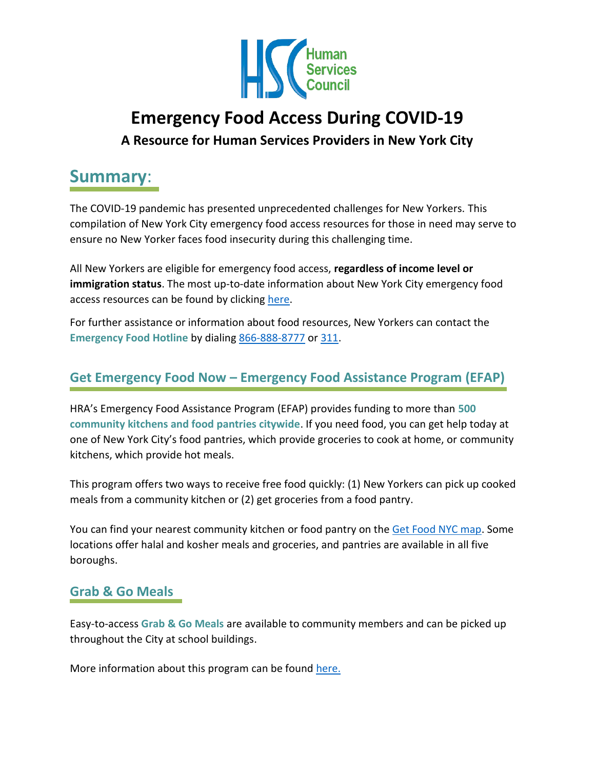# Emergency Food Access During COVID-19

### A Resource for Human Services Providers in New York City

## Summary:

The COVID-19 pandemic has presented unprecedented challenges for New Yorkers. This compilation of New York City emergency food access resources for those in need may serve to ensure no New Yorker faces food insecurity during this challenging time.

All New Yorkers are eligible for emergency food access, **regardless of income level or immigration status**. The most up-to-date information about New York City emergency food access resources can be found by clicking here.

For further assistance or information about food resources, New Yorkers can contact the **Emergency Food Hotline** by dialing 866-888-8777 or 311.

### Get Emergency Food Now – Emergency Food Assistance Program (EFAP)

HRA's Emergency Food Assistance Program (EFAP) provides funding to more than **500 community kitchens and food pantries citywide**. If you need food, you can get help today at one of New York City's food pantries, which provide groceries to cook at home, or community kitchens, which provide hot meals.

This program offers two ways to receive free food quickly: (1) New Yorkers can pick up cooked meals from a community kitchen or (2) get groceries from a food pantry.

You can find your nearest community kitchen or food pantry on the Get Food NYC map. Some locations offer halal and kosher meals and groceries, and pantries are available in all five boroughs.

### Grab & Go Meals

Easy-to-access **Grab & Go Meals** are available to community members and can be picked up throughout the City at school buildings.

More information about this program can be found here.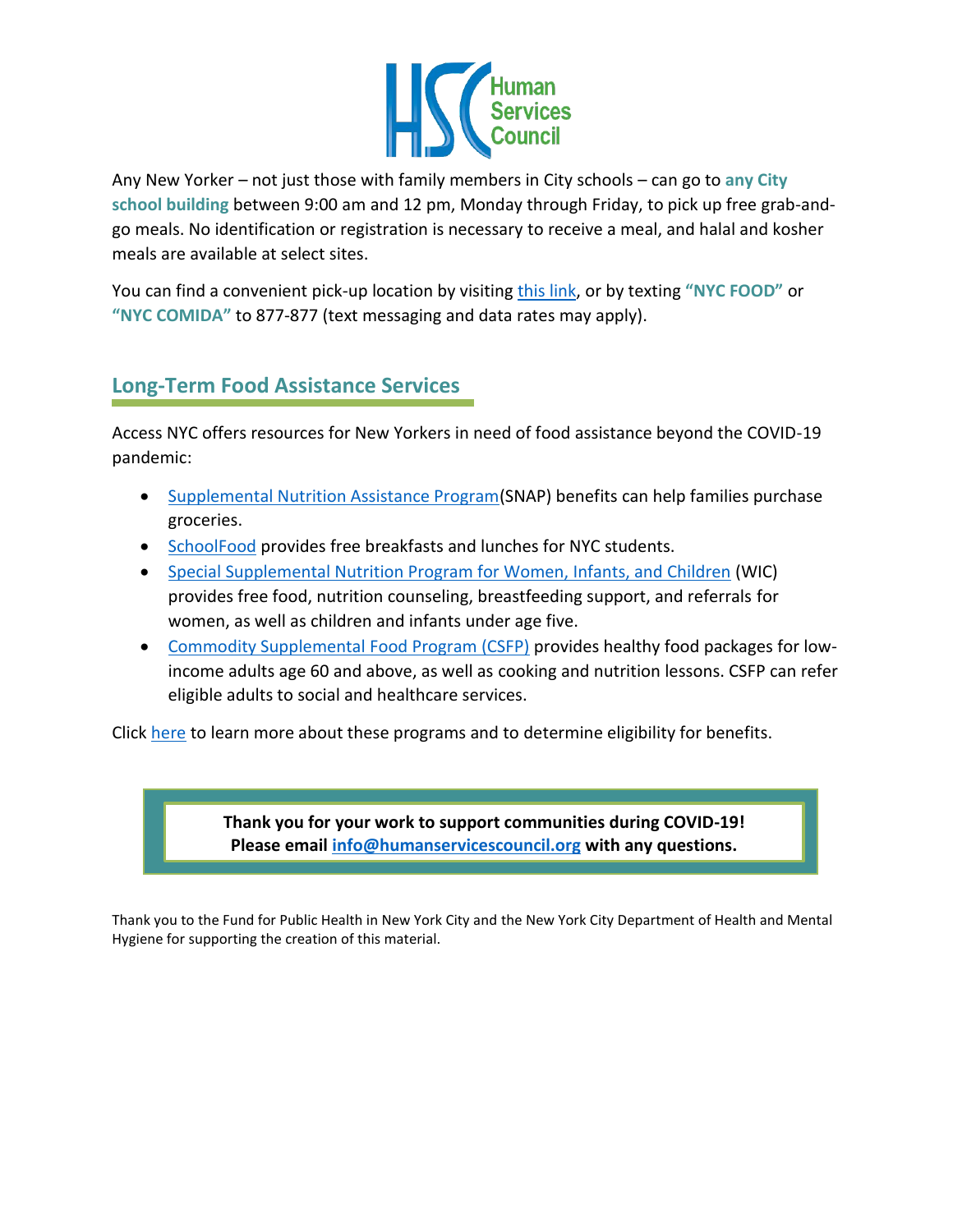Any New Yorker – not just those with family members in City schools – can go to **any City school building** between 9:00 am and 12 pm, Monday through Friday, to pick up free grab-and-go meals. No identification or registration is necessary to receive a meal, and halal and kosher meals are available at select sites.

You can find a convenient pick-up location by visiting this link, or by texting **"NYC FOOD"** or **"NYC COMIDA"** to 877-877 (text messaging and data rates may apply).

## Long-Term Food Assistance Services

Access NYC offers resources for New Yorkers in need of food assistance beyond the COVID-19 pandemic:

- Supplemental Nutrition Assistance Program(SNAP) benefits can help families purchase groceries.
- SchoolFood provides free breakfasts and lunches for NYC students.
- Special Supplemental Nutrition Program for Women, Infants, and Children (WIC) provides free food, nutrition counseling, breastfeeding support, and referrals for women, as well as children and infants under age five.
- Commodity Supplemental Food Program (CSFP) provides healthy food packages for low-income adults age 60 and above, as well as cooking and nutrition lessons. CSFP can refer eligible adults to social and healthcare services.

Click here to learn more about these programs and to determine eligibility for benefits.

**Thank you for your work to support communities during COVID-19!**
**Please email info@humanservicescouncil.org with any questions.**

Thank you to the Fund for Public Health in New York City and the New York City Department of Health and Mental Hygiene for supporting the creation of this material.